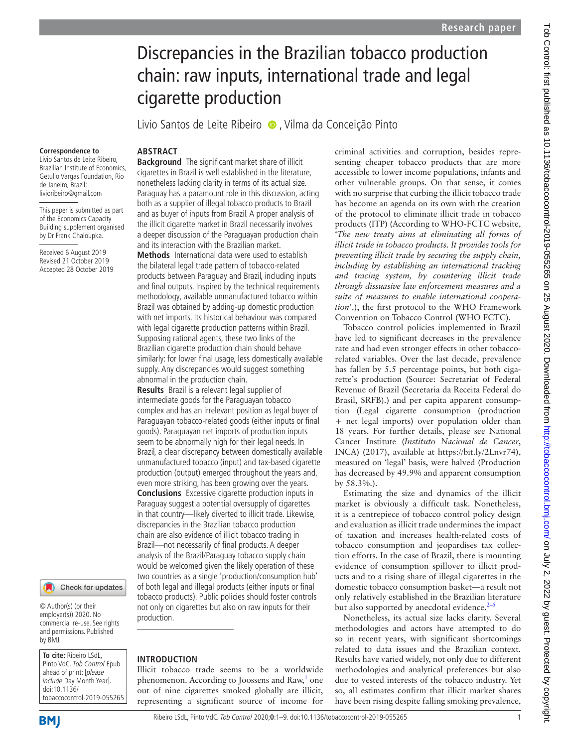# Discrepancies in the Brazilian tobacco production chain: raw inputs, international trade and legal cigarette production

Livio Santos de Leite Ribeiro, Vilma da Conceição Pinto

**Correspondence to**
Livio Santos de Leite Ribeiro, Brazilian Institute of Economics, Getulio Vargas Foundation, Rio de Janeiro, Brazil; livioribeiro@gmail.com

This paper is submitted as part of the Economics Capacity Building supplement organised by Dr Frank Chaloupka.

Received 6 August 2019
Revised 21 October 2019
Accepted 28 October 2019

© Author(s) (or their employer(s)) 2020. No commercial re-use. See rights and permissions. Published by BMJ.

**To cite:** Ribeiro LSdL, Pinto VdC. *Tob Control* Epub ahead of print: [*please include* Day Month Year]. doi:10.1136/tobaccocontrol-2019-055265

## ABSTRACT

**Background** The significant market share of illicit cigarettes in Brazil is well established in the literature, nonetheless lacking clarity in terms of its actual size. Paraguay has a paramount role in this discussion, acting both as a supplier of illegal tobacco products to Brazil and as buyer of inputs from Brazil. A proper analysis of the illicit cigarette market in Brazil necessarily involves a deeper discussion of the Paraguayan production chain and its interaction with the Brazilian market.

**Methods** International data were used to establish the bilateral legal trade pattern of tobacco-related products between Paraguay and Brazil, including inputs and final outputs. Inspired by the technical requirements methodology, available unmanufactured tobacco within Brazil was obtained by adding-up domestic production with net imports. Its historical behaviour was compared with legal cigarette production patterns within Brazil. Supposing rational agents, these two links of the Brazilian cigarette production chain should behave similarly: for lower final usage, less domestically available supply. Any discrepancies would suggest something abnormal in the production chain.

**Results** Brazil is a relevant legal supplier of intermediate goods for the Paraguayan tobacco complex and has an irrelevant position as legal buyer of Paraguayan tobacco-related goods (either inputs or final goods). Paraguayan net imports of production inputs seem to be abnormally high for their legal needs. In Brazil, a clear discrepancy between domestically available unmanufactured tobacco (input) and tax-based cigarette production (output) emerged throughout the years and, even more striking, has been growing over the years.

**Conclusions** Excessive cigarette production inputs in Paraguay suggest a potential oversupply of cigarettes in that country—likely diverted to illicit trade. Likewise, discrepancies in the Brazilian tobacco production chain are also evidence of illicit tobacco trading in Brazil—not necessarily of final products. A deeper analysis of the Brazil/Paraguay tobacco supply chain would be welcomed given the likely operation of these two countries as a single 'production/consumption hub' of both legal and illegal products (either inputs or final tobacco products). Public policies should foster controls not only on cigarettes but also on raw inputs for their production.

## INTRODUCTION

Illicit tobacco trade seems to be a worldwide phenomenon. According to Joossens and Raw,[1] one out of nine cigarettes smoked globally are illicit, representing a significant source of income for criminal activities and corruption, besides representing cheaper tobacco products that are more accessible to lower income populations, infants and other vulnerable groups. On that sense, it comes with no surprise that curbing the illicit tobacco trade has become an agenda on its own with the creation of the protocol to eliminate illicit trade in tobacco products (ITP) (According to WHO-FCTC website, '*The new treaty aims at eliminating all forms of illicit trade in tobacco products. It provides tools for preventing illicit trade by securing the supply chain, including by establishing an international tracking and tracing system, by countering illicit trade through dissuasive law enforcement measures and a suite of measures to enable international cooperation*'.), the first protocol to the WHO Framework Convention on Tobacco Control (WHO FCTC).

Tobacco control policies implemented in Brazil have led to significant decreases in the prevalence rate and had even stronger effects in other tobacco-related variables. Over the last decade, prevalence has fallen by 5.5 percentage points, but both cigarette's production (Source: Secretariat of Federal Revenue of Brazil (Secretaria da Receita Federal do Brasil, SRFB).) and per capita apparent consumption (Legal cigarette consumption (production + net legal imports) over population older than 18 years. For further details, please see National Cancer Institute (*Instituto Nacional de Cancer*, INCA) (2017), available at https://bit.ly/2Lnvr74), measured on 'legal' basis, were halved (Production has decreased by 49.9% and apparent consumption by 58.3%.).

Estimating the size and dynamics of the illicit market is obviously a difficult task. Nonetheless, it is a centrepiece of tobacco control policy design and evaluation as illicit trade undermines the impact of taxation and increases health-related costs of tobacco consumption and jeopardises tax collection efforts. In the case of Brazil, there is mounting evidence of consumption spillover to illicit products and to a rising share of illegal cigarettes in the domestic tobacco consumption basket—a result not only relatively established in the Brazilian literature but also supported by anecdotal evidence.[2–5]

Nonetheless, its actual size lacks clarity. Several methodologies and actors have attempted to do so in recent years, with significant shortcomings related to data issues and the Brazilian context. Results have varied widely, not only due to different methodologies and analytical preferences but also due to vested interests of the tobacco industry. Yet so, all estimates confirm that illicit market shares have been rising despite falling smoking prevalence,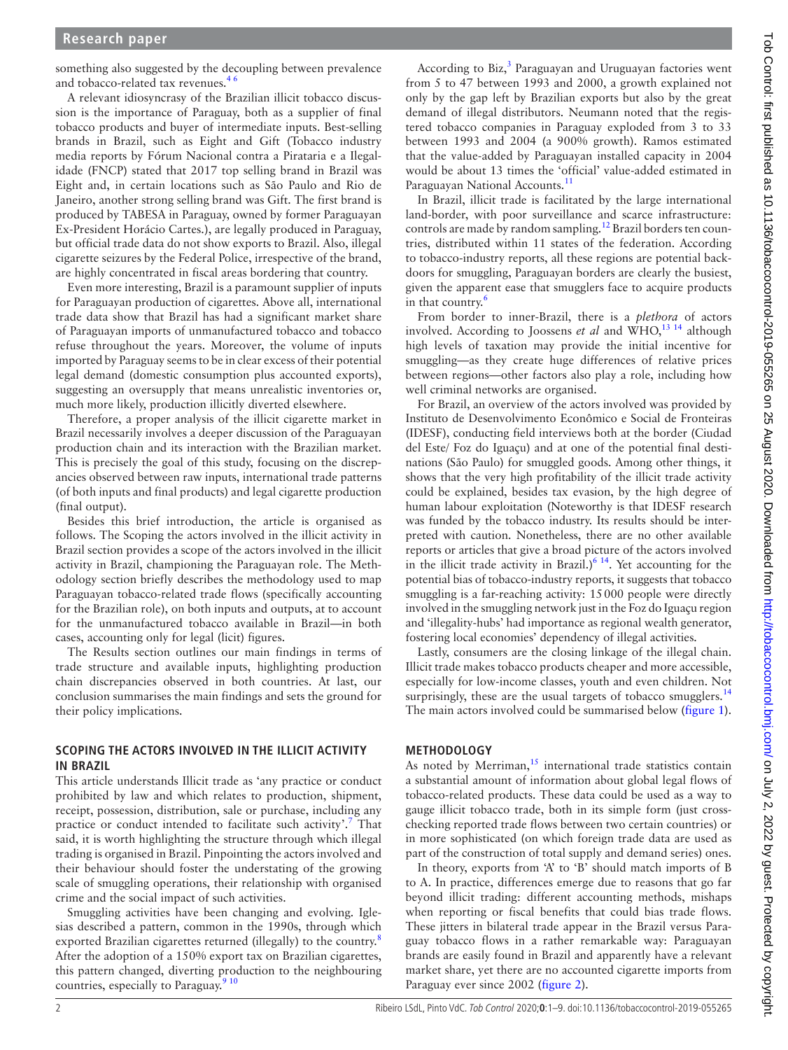something also suggested by the decoupling between prevalence and tobacco-related tax revenues.[4 6]

A relevant idiosyncrasy of the Brazilian illicit tobacco discussion is the importance of Paraguay, both as a supplier of final tobacco products and buyer of intermediate inputs. Best-selling brands in Brazil, such as Eight and Gift (Tobacco industry media reports by Fórum Nacional contra a Pirataria e a Ilegalidade (FNCP) stated that 2017 top selling brand in Brazil was Eight and, in certain locations such as São Paulo and Rio de Janeiro, another strong selling brand was Gift. The first brand is produced by TABESA in Paraguay, owned by former Paraguayan Ex-President Horácio Cartes.), are legally produced in Paraguay, but official trade data do not show exports to Brazil. Also, illegal cigarette seizures by the Federal Police, irrespective of the brand, are highly concentrated in fiscal areas bordering that country.

Even more interesting, Brazil is a paramount supplier of inputs for Paraguayan production of cigarettes. Above all, international trade data show that Brazil has had a significant market share of Paraguayan imports of unmanufactured tobacco and tobacco refuse throughout the years. Moreover, the volume of inputs imported by Paraguay seems to be in clear excess of their potential legal demand (domestic consumption plus accounted exports), suggesting an oversupply that means unrealistic inventories or, much more likely, production illicitly diverted elsewhere.

Therefore, a proper analysis of the illicit cigarette market in Brazil necessarily involves a deeper discussion of the Paraguayan production chain and its interaction with the Brazilian market. This is precisely the goal of this study, focusing on the discrepancies observed between raw inputs, international trade patterns (of both inputs and final products) and legal cigarette production (final output).

Besides this brief introduction, the article is organised as follows. The Scoping the actors involved in the illicit activity in Brazil section provides a scope of the actors involved in the illicit activity in Brazil, championing the Paraguayan role. The Methodology section briefly describes the methodology used to map Paraguayan tobacco-related trade flows (specifically accounting for the Brazilian role), on both inputs and outputs, at to account for the unmanufactured tobacco available in Brazil—in both cases, accounting only for legal (licit) figures.

The Results section outlines our main findings in terms of trade structure and available inputs, highlighting production chain discrepancies observed in both countries. At last, our conclusion summarises the main findings and sets the ground for their policy implications.

## SCOPING THE ACTORS INVOLVED IN THE ILLICIT ACTIVITY IN BRAZIL

This article understands Illicit trade as 'any practice or conduct prohibited by law and which relates to production, shipment, receipt, possession, distribution, sale or purchase, including any practice or conduct intended to facilitate such activity'.[7] That said, it is worth highlighting the structure through which illegal trading is organised in Brazil. Pinpointing the actors involved and their behaviour should foster the understating of the growing scale of smuggling operations, their relationship with organised crime and the social impact of such activities.

Smuggling activities have been changing and evolving. Iglesias described a pattern, common in the 1990s, through which exported Brazilian cigarettes returned (illegally) to the country.[8] After the adoption of a 150% export tax on Brazilian cigarettes, this pattern changed, diverting production to the neighbouring countries, especially to Paraguay.[9 10]

According to Biz,[3] Paraguayan and Uruguayan factories went from 5 to 47 between 1993 and 2000, a growth explained not only by the gap left by Brazilian exports but also by the great demand of illegal distributors. Neumann noted that the registered tobacco companies in Paraguay exploded from 3 to 33 between 1993 and 2004 (a 900% growth). Ramos estimated that the value-added by Paraguayan installed capacity in 2004 would be about 13 times the 'official' value-added estimated in Paraguayan National Accounts.[11]

In Brazil, illicit trade is facilitated by the large international land-border, with poor surveillance and scarce infrastructure: controls are made by random sampling.[12] Brazil borders ten countries, distributed within 11 states of the federation. According to tobacco-industry reports, all these regions are potential backdoors for smuggling, Paraguayan borders are clearly the busiest, given the apparent ease that smugglers face to acquire products in that country.[6]

From border to inner-Brazil, there is a *plethora* of actors involved. According to Joossens *et al* and WHO,[13 14] although high levels of taxation may provide the initial incentive for smuggling—as they create huge differences of relative prices between regions—other factors also play a role, including how well criminal networks are organised.

For Brazil, an overview of the actors involved was provided by Instituto de Desenvolvimento Econômico e Social de Fronteiras (IDESF), conducting field interviews both at the border (Ciudad del Este/ Foz do Iguaçu) and at one of the potential final destinations (São Paulo) for smuggled goods. Among other things, it shows that the very high profitability of the illicit trade activity could be explained, besides tax evasion, by the high degree of human labour exploitation (Noteworthy is that IDESF research was funded by the tobacco industry. Its results should be interpreted with caution. Nonetheless, there are no other available reports or articles that give a broad picture of the actors involved in the illicit trade activity in Brazil.)[6 14]. Yet accounting for the potential bias of tobacco-industry reports, it suggests that tobacco smuggling is a far-reaching activity: 15 000 people were directly involved in the smuggling network just in the Foz do Iguaçu region and 'illegality-hubs' had importance as regional wealth generator, fostering local economies' dependency of illegal activities.

Lastly, consumers are the closing linkage of the illegal chain. Illicit trade makes tobacco products cheaper and more accessible, especially for low-income classes, youth and even children. Not surprisingly, these are the usual targets of tobacco smugglers.[14] The main actors involved could be summarised below (figure 1).

## METHODOLOGY

As noted by Merriman,[15] international trade statistics contain a substantial amount of information about global legal flows of tobacco-related products. These data could be used as a way to gauge illicit tobacco trade, both in its simple form (just cross-checking reported trade flows between two certain countries) or in more sophisticated (on which foreign trade data are used as part of the construction of total supply and demand series) ones.

In theory, exports from 'A' to 'B' should match imports of B to A. In practice, differences emerge due to reasons that go far beyond illicit trading: different accounting methods, mishaps when reporting or fiscal benefits that could bias trade flows. These jitters in bilateral trade appear in the Brazil versus Paraguay tobacco flows in a rather remarkable way: Paraguayan brands are easily found in Brazil and apparently have a relevant market share, yet there are no accounted cigarette imports from Paraguay ever since 2002 (figure 2).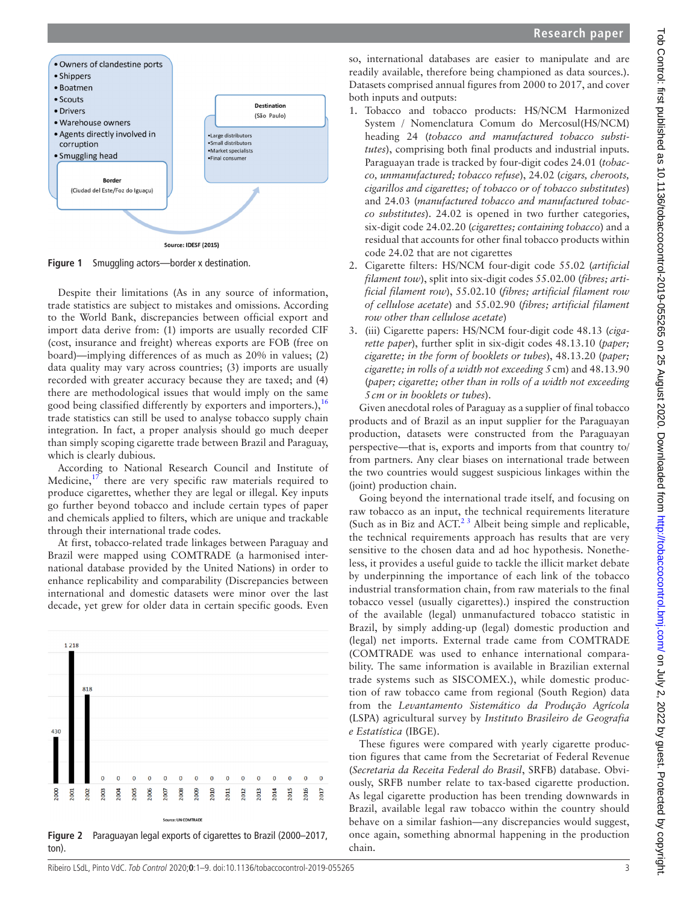Figure 1 Smuggling actors—border x destination.

Despite their limitations (As in any source of information, trade statistics are subject to mistakes and omissions. According to the World Bank, discrepancies between official export and import data derive from: (1) imports are usually recorded CIF (cost, insurance and freight) whereas exports are FOB (free on board)—implying differences of as much as 20% in values; (2) data quality may vary across countries; (3) imports are usually recorded with greater accuracy because they are taxed; and (4) there are methodological issues that would imply on the same good being classified differently by exporters and importers.),[16] trade statistics can still be used to analyse tobacco supply chain integration. In fact, a proper analysis should go much deeper than simply scoping cigarette trade between Brazil and Paraguay, which is clearly dubious.

According to National Research Council and Institute of Medicine,[17] there are very specific raw materials required to produce cigarettes, whether they are legal or illegal. Key inputs go further beyond tobacco and include certain types of paper and chemicals applied to filters, which are unique and trackable through their international trade codes.

At first, tobacco-related trade linkages between Paraguay and Brazil were mapped using COMTRADE (a harmonised international database provided by the United Nations) in order to enhance replicability and comparability (Discrepancies between international and domestic datasets were minor over the last decade, yet grew for older data in certain specific goods. Even so, international databases are easier to manipulate and are readily available, therefore being championed as data sources.). Datasets comprised annual figures from 2000 to 2017, and cover both inputs and outputs:

1. Tobacco and tobacco products: HS/NCM Harmonized System / Nomenclatura Comum do Mercosul(HS/NCM) heading 24 (*tobacco and manufactured tobacco substitutes*), comprising both final products and industrial inputs. Paraguayan trade is tracked by four-digit codes 24.01 (*tobacco, unmanufactured; tobacco refuse*), 24.02 (*cigars, cheroots, cigarillos and cigarettes; of tobacco or of tobacco substitutes*) and 24.03 (*manufactured tobacco and manufactured tobacco substitutes*). 24.02 is opened in two further categories, six-digit code 24.02.20 (*cigarettes; containing tobacco*) and a residual that accounts for other final tobacco products within code 24.02 that are not cigarettes
2. Cigarette filters: HS/NCM four-digit code 55.02 (*artificial filament tow*), split into six-digit codes 55.02.00 (*fibres; artificial filament row*), 55.02.10 (*fibres; artificial filament row of cellulose acetate*) and 55.02.90 (*fibres; artificial filament row other than cellulose acetate*)
3. (iii) Cigarette papers: HS/NCM four-digit code 48.13 (*cigarette paper*), further split in six-digit codes 48.13.10 (*paper; cigarette; in the form of booklets or tubes*), 48.13.20 (*paper; cigarette; in rolls of a width not exceeding 5* cm) and 48.13.90 (*paper; cigarette; other than in rolls of a width not exceeding 5 cm or in booklets or tubes*).

Given anecdotal roles of Paraguay as a supplier of final tobacco products and of Brazil as an input supplier for the Paraguayan production, datasets were constructed from the Paraguayan perspective—that is, exports and imports from that country to/from partners. Any clear biases on international trade between the two countries would suggest suspicious linkages within the (joint) production chain.

Going beyond the international trade itself, and focusing on raw tobacco as an input, the technical requirements literature (Such as in Biz and ACT.[2,3] Albeit being simple and replicable, the technical requirements approach has results that are very sensitive to the chosen data and ad hoc hypothesis. Nonetheless, it provides a useful guide to tackle the illicit market debate by underpinning the importance of each link of the tobacco industrial transformation chain, from raw materials to the final tobacco vessel (usually cigarettes).) inspired the construction of the available (legal) unmanufactured tobacco statistic in Brazil, by simply adding-up (legal) domestic production and (legal) net imports. External trade came from COMTRADE (COMTRADE was used to enhance international comparability. The same information is available in Brazilian external trade systems such as SISCOMEX.), while domestic production of raw tobacco came from regional (South Region) data from the *Levantamento Sistemático da Produção Agrícola* (LSPA) agricultural survey by *Instituto Brasileiro de Geografia e Estatística* (IBGE).

These figures were compared with yearly cigarette production figures that came from the Secretariat of Federal Revenue (*Secretaria da Receita Federal do Brasil*, SRFB) database. Obviously, SRFB number relate to tax-based cigarette production. As legal cigarette production has been trending downwards in Brazil, available legal raw tobacco within the country should behave on a similar fashion—any discrepancies would suggest, once again, something abnormal happening in the production chain.

Figure 2 Paraguayan legal exports of cigarettes to Brazil (2000–2017, ton).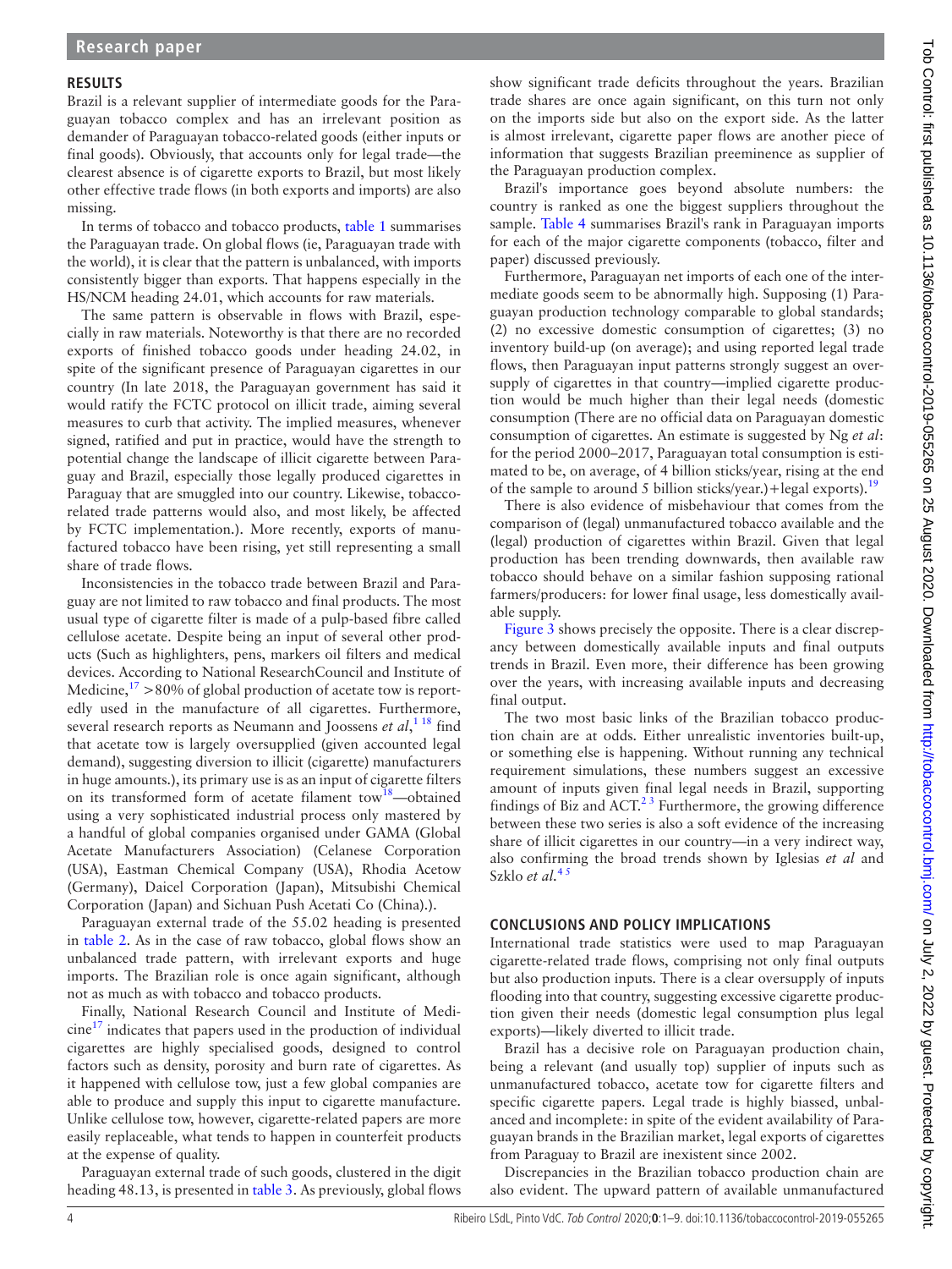## RESULTS

Brazil is a relevant supplier of intermediate goods for the Paraguayan tobacco complex and has an irrelevant position as demander of Paraguayan tobacco-related goods (either inputs or final goods). Obviously, that accounts only for legal trade—the clearest absence is of cigarette exports to Brazil, but most likely other effective trade flows (in both exports and imports) are also missing.

In terms of tobacco and tobacco products, table 1 summarises the Paraguayan trade. On global flows (ie, Paraguayan trade with the world), it is clear that the pattern is unbalanced, with imports consistently bigger than exports. That happens especially in the HS/NCM heading 24.01, which accounts for raw materials.

The same pattern is observable in flows with Brazil, especially in raw materials. Noteworthy is that there are no recorded exports of finished tobacco goods under heading 24.02, in spite of the significant presence of Paraguayan cigarettes in our country (In late 2018, the Paraguayan government has said it would ratify the FCTC protocol on illicit trade, aiming several measures to curb that activity. The implied measures, whenever signed, ratified and put in practice, would have the strength to potential change the landscape of illicit cigarette between Paraguay and Brazil, especially those legally produced cigarettes in Paraguay that are smuggled into our country. Likewise, tobacco-related trade patterns would also, and most likely, be affected by FCTC implementation.). More recently, exports of manufactured tobacco have been rising, yet still representing a small share of trade flows.

Inconsistencies in the tobacco trade between Brazil and Paraguay are not limited to raw tobacco and final products. The most usual type of cigarette filter is made of a pulp-based fibre called cellulose acetate. Despite being an input of several other products (Such as highlighters, pens, markers oil filters and medical devices. According to National ResearchCouncil and Institute of Medicine,[17] >80% of global production of acetate tow is reportedly used in the manufacture of all cigarettes. Furthermore, several research reports as Neumann and Joossens *et al*,[1 18] find that acetate tow is largely oversupplied (given accounted legal demand), suggesting diversion to illicit (cigarette) manufacturers in huge amounts.), its primary use is as an input of cigarette filters on its transformed form of acetate filament tow[18]—obtained using a very sophisticated industrial process only mastered by a handful of global companies organised under GAMA (Global Acetate Manufacturers Association) (Celanese Corporation (USA), Eastman Chemical Company (USA), Rhodia Acetow (Germany), Daicel Corporation (Japan), Mitsubishi Chemical Corporation (Japan) and Sichuan Push Acetati Co (China).).

Paraguayan external trade of the 55.02 heading is presented in table 2. As in the case of raw tobacco, global flows show an unbalanced trade pattern, with irrelevant exports and huge imports. The Brazilian role is once again significant, although not as much as with tobacco and tobacco products.

Finally, National Research Council and Institute of Medicine[17] indicates that papers used in the production of individual cigarettes are highly specialised goods, designed to control factors such as density, porosity and burn rate of cigarettes. As it happened with cellulose tow, just a few global companies are able to produce and supply this input to cigarette manufacture. Unlike cellulose tow, however, cigarette-related papers are more easily replaceable, what tends to happen in counterfeit products at the expense of quality.

Paraguayan external trade of such goods, clustered in the digit heading 48.13, is presented in table 3. As previously, global flows show significant trade deficits throughout the years. Brazilian trade shares are once again significant, on this turn not only on the imports side but also on the export side. As the latter is almost irrelevant, cigarette paper flows are another piece of information that suggests Brazilian preeminence as supplier of the Paraguayan production complex.

Brazil's importance goes beyond absolute numbers: the country is ranked as one the biggest suppliers throughout the sample. Table 4 summarises Brazil's rank in Paraguayan imports for each of the major cigarette components (tobacco, filter and paper) discussed previously.

Furthermore, Paraguayan net imports of each one of the intermediate goods seem to be abnormally high. Supposing (1) Paraguayan production technology comparable to global standards; (2) no excessive domestic consumption of cigarettes; (3) no inventory build-up (on average); and using reported legal trade flows, then Paraguayan input patterns strongly suggest an oversupply of cigarettes in that country—implied cigarette production would be much higher than their legal needs (domestic consumption (There are no official data on Paraguayan domestic consumption of cigarettes. An estimate is suggested by Ng *et al*: for the period 2000–2017, Paraguayan total consumption is estimated to be, on average, of 4 billion sticks/year, rising at the end of the sample to around 5 billion sticks/year.)+legal exports).[19]

There is also evidence of misbehaviour that comes from the comparison of (legal) unmanufactured tobacco available and the (legal) production of cigarettes within Brazil. Given that legal production has been trending downwards, then available raw tobacco should behave on a similar fashion supposing rational farmers/producers: for lower final usage, less domestically available supply.

Figure 3 shows precisely the opposite. There is a clear discrepancy between domestically available inputs and final outputs trends in Brazil. Even more, their difference has been growing over the years, with increasing available inputs and decreasing final output.

The two most basic links of the Brazilian tobacco production chain are at odds. Either unrealistic inventories built-up, or something else is happening. Without running any technical requirement simulations, these numbers suggest an excessive amount of inputs given final legal needs in Brazil, supporting findings of Biz and ACT.[2 3] Furthermore, the growing difference between these two series is also a soft evidence of the increasing share of illicit cigarettes in our country—in a very indirect way, also confirming the broad trends shown by Iglesias *et al* and Szklo *et al*.[4 5]

## CONCLUSIONS AND POLICY IMPLICATIONS

International trade statistics were used to map Paraguayan cigarette-related trade flows, comprising not only final outputs but also production inputs. There is a clear oversupply of inputs flooding into that country, suggesting excessive cigarette production given their needs (domestic legal consumption plus legal exports)—likely diverted to illicit trade.

Brazil has a decisive role on Paraguayan production chain, being a relevant (and usually top) supplier of inputs such as unmanufactured tobacco, acetate tow for cigarette filters and specific cigarette papers. Legal trade is highly biassed, unbalanced and incomplete: in spite of the evident availability of Paraguayan brands in the Brazilian market, legal exports of cigarettes from Paraguay to Brazil are inexistent since 2002.

Discrepancies in the Brazilian tobacco production chain are also evident. The upward pattern of available unmanufactured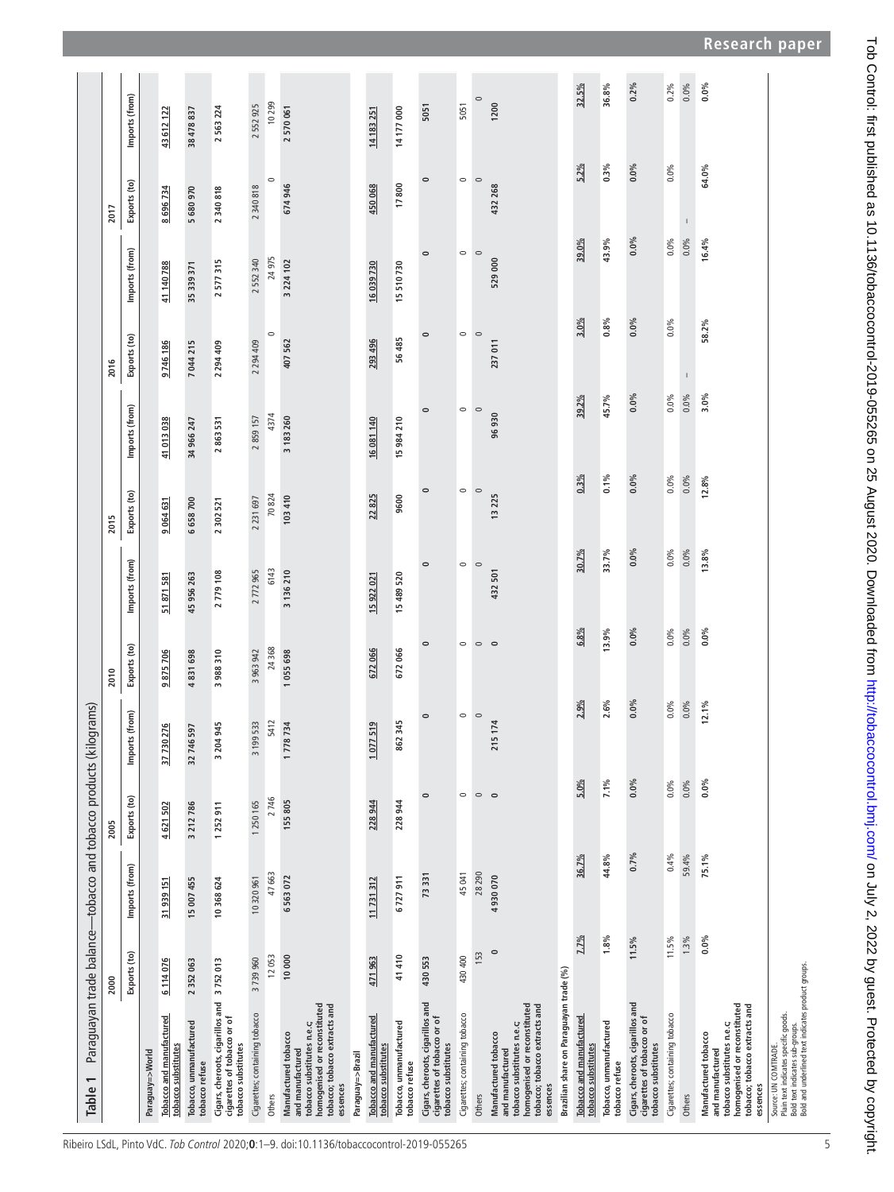**Table 1** Paraguayan trade balance—tobacco and tobacco products (kilograms)

| | 2000 | | 2005 | | 2010 | | 2015 | | 2016 | | 2017 | |
|---|---|---|---|---|---|---|---|---|---|---|---|---|
| | Exports (to) | Imports (from) | Exports (to) | Imports (from) | Exports (to) | Imports (from) | Exports (to) | Imports (from) | Exports (to) | Imports (from) | Exports (to) | Imports (from) |
| **Paraguay=>World** | | | | | | | | | | | | |
| **Tobacco and manufactured tobacco substitutes** | **6 114 076** | **31 939 151** | **4 621 502** | **37 730 276** | **9 875 706** | **51 871 581** | **9 064 631** | **41 013 038** | **9 746 186** | **41 140 788** | **8 696 734** | **43 612 122** |
| **Tobacco, unmanufactured tobacco refuse** | **2 352 063** | **15 007 455** | **3 212 786** | **32 746 597** | **4 831 698** | **45 956 263** | **6 658 700** | **34 966 247** | **7 044 215** | **35 339 371** | **5 680 970** | **38 478 837** |
| **Cigars, cheroots, cigarillos and cigarettes of tobacco or of tobacco substitutes** | **3 752 013** | **10 368 624** | **1 252 911** | **3 204 945** | **3 988 310** | **2 779 108** | **2 302 521** | **2 863 531** | **2 294 409** | **2 577 315** | **2 340 818** | **2 563 224** |
| Cigarettes; containing tobacco | 3 739 960 | 10 320 961 | 1 250 165 | 3 199 533 | 3 963 942 | 2 772 965 | 2 231 697 | 2 859 157 | 2 294 409 | 2 552 340 | 2 340 818 | 2 552 925 |
| Others | 12 053 | 47 663 | 2 746 | 5412 | 24 368 | 6143 | 70 824 | 4374 | 0 | 24 975 | 0 | 10 299 |
| **Manufactured tobacco and manufactured tobacco substitutes n.e.c; homogenised or reconstituted tobacco; tobacco extracts and essences** | **10 000** | **6 563 072** | **155 805** | **1 778 734** | **1 055 698** | **3 136 210** | **103 410** | **3 183 260** | **407 562** | **3 224 102** | **674 946** | **2 570 061** |
| **Paraguay=>Brazil** | | | | | | | | | | | | |
| **Tobacco and manufactured tobacco substitutes** | **471 963** | **11 731 312** | **228 944** | **1 077 519** | **672 066** | **15 922 021** | **22 825** | **16 081 140** | **293 496** | **16 039 730** | **450 068** | **14 183 251** |
| **Tobacco, unmanufactured tobacco refuse** | **41 410** | **6 727 911** | **228 944** | **862 345** | **672 066** | **15 489 520** | **9600** | **15 984 210** | **56 485** | **15 510 730** | **17 800** | **14 177 000** |
| **Cigars, cheroots, cigarillos and cigarettes of tobacco or of tobacco substitutes** | **430 553** | **73 331** | **0** | **0** | **0** | **0** | **0** | **0** | **0** | **0** | **0** | **5051** |
| Cigarettes; containing tobacco | 430 400 | 45 041 | 0 | 0 | 0 | 0 | 0 | 0 | 0 | 0 | 0 | 5051 |
| Others | 153 | 28 290 | 0 | 0 | 0 | 0 | 0 | 0 | 0 | 0 | 0 | 0 |
| **Manufactured tobacco and manufactured tobacco substitutes n.e.c; homogenised or reconstituted tobacco; tobacco extracts and essences** | **0** | **4 930 070** | **0** | **215 174** | **0** | **432 501** | **13 225** | **96 930** | **237 011** | **529 000** | **432 268** | **1200** |
| **Brazilian share on Paraguayan trade (%)** | | | | | | | | | | | | |
| **Tobacco and manufactured tobacco substitutes** | **7.7%** | **36.7%** | **5.0%** | **2.9%** | **6.8%** | **30.7%** | **0.3%** | **39.2%** | **3.0%** | **39.0%** | **5.2%** | **32.5%** |
| **Tobacco, unmanufactured tobacco refuse** | **1.8%** | **44.8%** | **7.1%** | **2.6%** | **13.9%** | **33.7%** | **0.1%** | **45.7%** | **0.8%** | **43.9%** | **0.3%** | **36.8%** |
| **Cigars, cheroots, cigarillos and cigarettes of tobacco or of tobacco substitutes** | **11.5%** | **0.7%** | **0.0%** | **0.0%** | **0.0%** | **0.0%** | **0.0%** | **0.0%** | **0.0%** | **0.0%** | **0.0%** | **0.2%** |
| Cigarettes; containing tobacco | 11.5% | 0.4% | 0.0% | 0.0% | 0.0% | 0.0% | 0.0% | 0.0% | 0.0% | 0.0% | 0.0% | 0.2% |
| Others | 1.3% | 59.4% | 0.0% | 0.0% | 0.0% | 0.0% | 0.0% | 0.0% | – | 0.0% | – | 0.0% |
| **Manufactured tobacco and manufactured tobacco substitutes n.e.c; homogenised or reconstituted tobacco; tobacco extracts and essences** | **0.0%** | **75.1%** | **0.0%** | **12.1%** | **0.0%** | **13.8%** | **12.8%** | **3.0%** | **58.2%** | **16.4%** | **64.0%** | **0.0%** |

Source: UN COMTRADE.
Plain text indicates specific goods.
Bold text indicates sub-groups.
Bold and underlined text indicates product groups.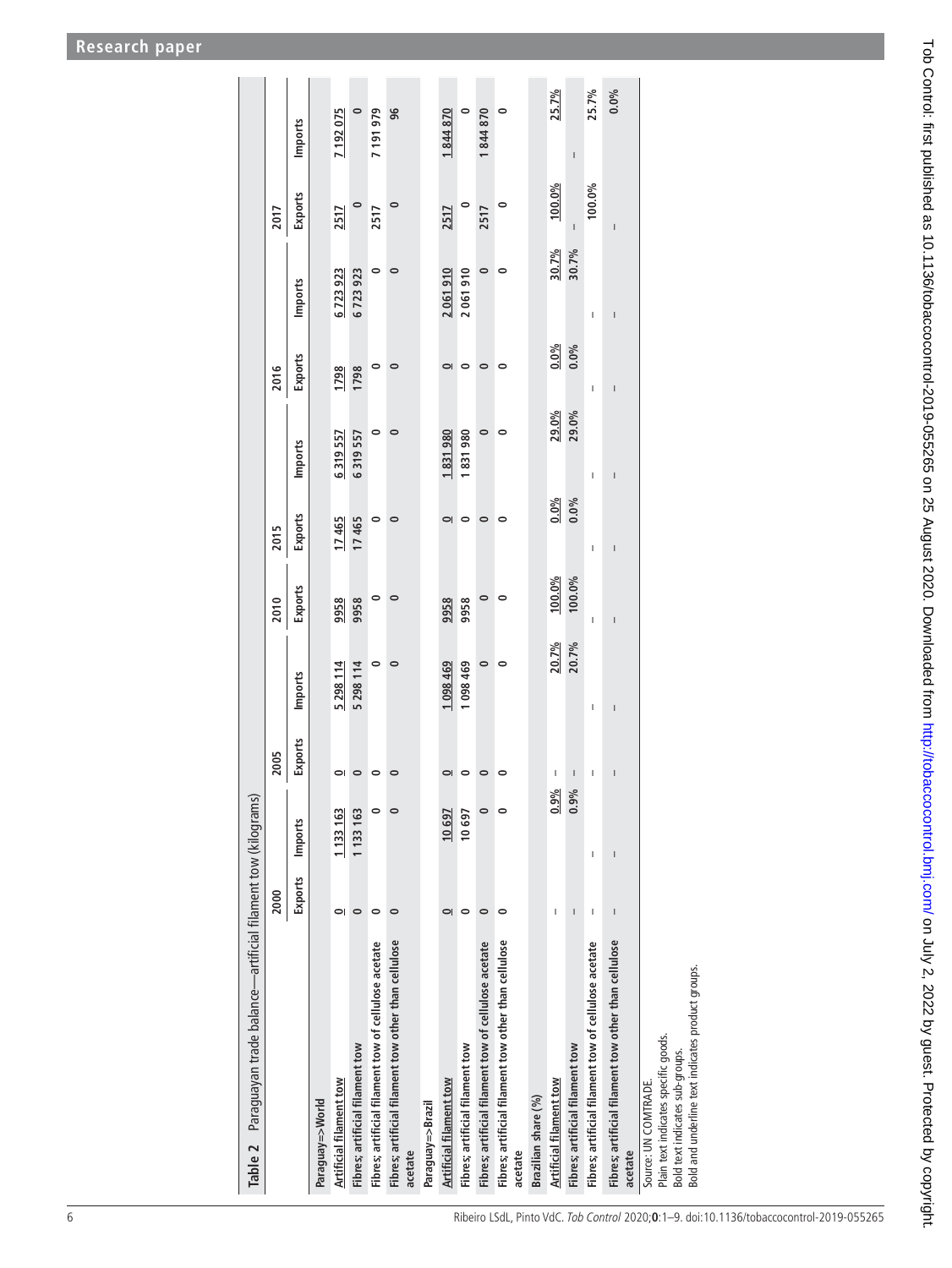**Table 2** Paraguayan trade balance—artificial filament tow (kilograms)

| | 2000 | | 2005 | | 2010 | 2015 | | 2016 | | 2017 | |
|---|---|---|---|---|---|---|---|---|---|---|---|
| | Exports | Imports | Exports | Imports | Exports | Exports | Imports | Exports | Imports | Exports | Imports |
| **Paraguay=>World** | | | | | | | | | | | |
| **Artificial filament tow** | **0** | **1 133 163** | **0** | **5 298 114** | **9958** | **17 465** | **6 319 557** | **1798** | **6 723 923** | **2517** | **7 192 075** |
| **Fibres; artificial filament tow** | **0** | **1 133 163** | **0** | **5 298 114** | **9958** | **17 465** | **6 319 557** | **1798** | **6 723 923** | **0** | **0** |
| Fibres; artificial filament tow of cellulose acetate | 0 | 0 | 0 | 0 | 0 | 0 | 0 | 0 | 0 | 2517 | 7 191 979 |
| Fibres; artificial filament tow other than cellulose acetate | 0 | 0 | 0 | 0 | 0 | 0 | 0 | 0 | 0 | 0 | 96 |
| **Paraguay=>Brazil** | | | | | | | | | | | |
| **Artificial filament tow** | **0** | **10 697** | **0** | **1 098 469** | **9958** | **0** | **1 831 980** | **0** | **2 061 910** | **2517** | **1 844 870** |
| **Fibres; artificial filament tow** | **0** | **10 697** | **0** | **1 098 469** | **9958** | **0** | **1 831 980** | **0** | **2 061 910** | **0** | **0** |
| Fibres; artificial filament tow of cellulose acetate | 0 | 0 | 0 | 0 | 0 | 0 | 0 | 0 | 0 | 2517 | 1 844 870 |
| Fibres; artificial filament tow other than cellulose acetate | 0 | 0 | 0 | 0 | 0 | 0 | 0 | 0 | 0 | 0 | 0 |
| **Brazilian share (%)** | | | | | | | | | | | |
| **Artificial filament tow** | – | **0.9%** | – | **20.7%** | **100.0%** | **0.0%** | **29.0%** | **0.0%** | **30.7%** | **100.0%** | **25.7%** |
| **Fibres; artificial filament tow** | – | **0.9%** | – | **20.7%** | **100.0%** | **0.0%** | **29.0%** | **0.0%** | **30.7%** | – | – |
| Fibres; artificial filament tow of cellulose acetate | – | – | – | – | – | – | – | – | – | 100.0% | 25.7% |
| Fibres; artificial filament tow other than cellulose acetate | – | – | – | – | – | – | – | – | – | – | 0.0% |

Source: UN COMTRADE.
Plain text indicates specific goods.
Bold text indicates sub-groups.
Bold and underline text indicates product groups.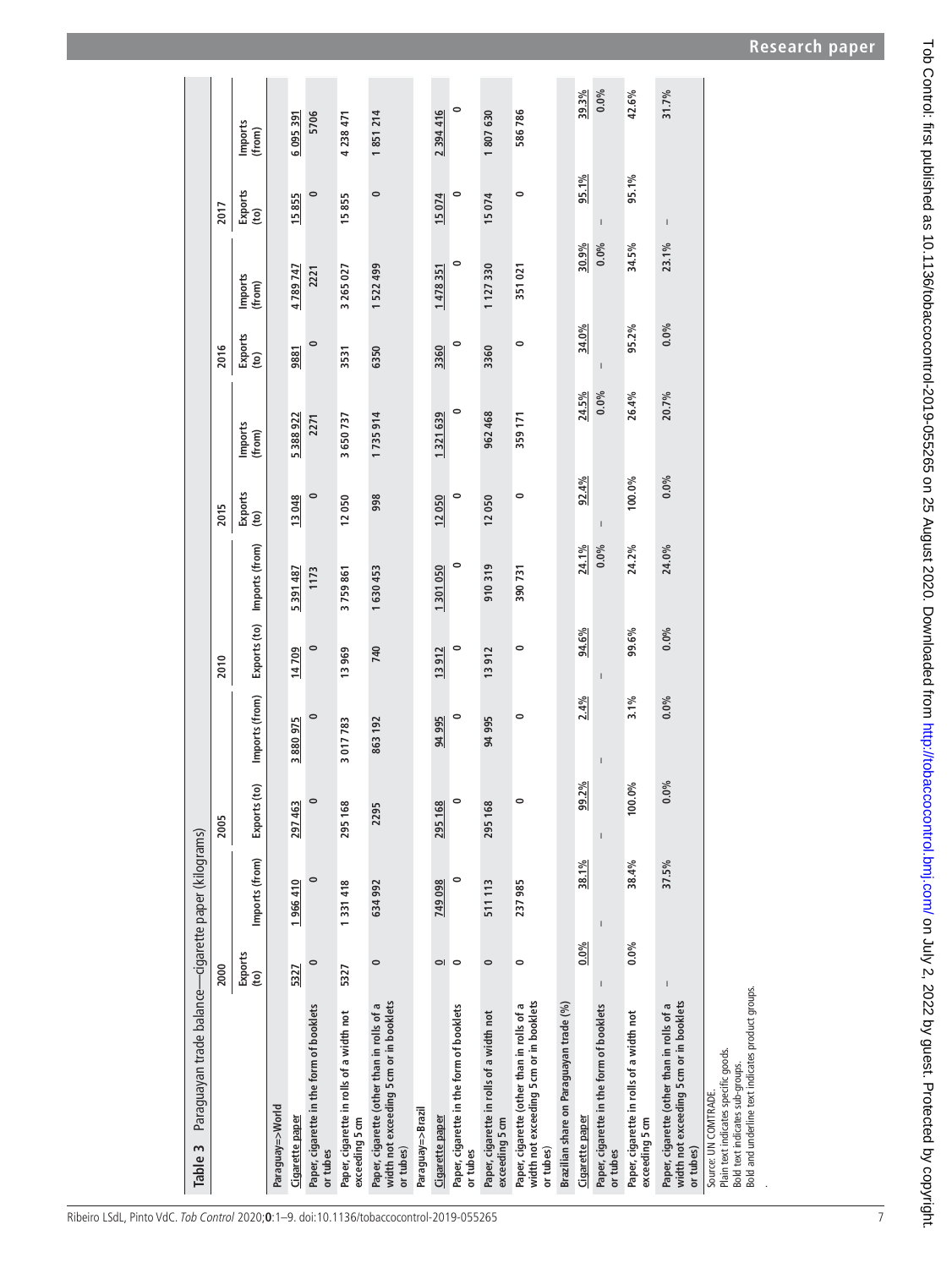**Table 3** Paraguayan trade balance—cigarette paper (kilograms)

| | 2000 | | 2005 | | 2010 | | 2015 | | 2016 | | 2017 | |
|---|---|---|---|---|---|---|---|---|---|---|---|---|
| | Exports (to) | Imports (from) | Exports (to) | Imports (from) | Exports (to) | Imports (from) | Exports (to) | Imports (from) | Exports (to) | Imports (from) | Exports (to) | Imports (from) |
| **Paraguay=>World** | | | | | | | | | | | | |
| **Cigarette paper** | **5327** | **1 966 410** | **297 463** | **3 880 975** | **14 709** | **5 391 487** | **13 048** | **5 388 922** | **9881** | **4 789 747** | **15 855** | **6 095 391** |
| **Paper, cigarette in the form of booklets or tubes** | **0** | **0** | **0** | **0** | **0** | **1173** | **0** | **2271** | **0** | **2221** | **0** | **5706** |
| **Paper, cigarette in rolls of a width not exceeding 5 cm** | **5327** | **1 331 418** | **295 168** | **3 017 783** | **13 969** | **3 759 861** | **12 050** | **3 650 737** | **3531** | **3 265 027** | **15 855** | **4 238 471** |
| **Paper, cigarette (other than in rolls of a width not exceeding 5 cm or in booklets or tubes)** | **0** | **634 992** | **2295** | **863 192** | **740** | **1 630 453** | **998** | **1 735 914** | **6350** | **1 522 499** | **0** | **1 851 214** |
| **Paraguay=>Brazil** | | | | | | | | | | | | |
| **Cigarette paper** | **0** | **749 098** | **295 168** | **94 995** | **13 912** | **1 301 050** | **12 050** | **1 321 639** | **3360** | **1 478 351** | **15 074** | **2 394 416** |
| **Paper, cigarette in the form of booklets or tubes** | **0** | **0** | **0** | **0** | **0** | **0** | **0** | **0** | **0** | **0** | **0** | **0** |
| **Paper, cigarette in rolls of a width not exceeding 5 cm** | **0** | **511 113** | **295 168** | **94 995** | **13 912** | **910 319** | **12 050** | **962 468** | **3360** | **1 127 330** | **15 074** | **1 807 630** |
| **Paper, cigarette (other than in rolls of a width not exceeding 5 cm or in booklets or tubes)** | **0** | **237 985** | **0** | **0** | **0** | **390 731** | **0** | **359 171** | **0** | **351 021** | **0** | **586 786** |
| **Brazilian share on Paraguayan trade (%)** | | | | | | | | | | | | |
| **Cigarette paper** | **0.0%** | **38.1%** | **99.2%** | **2.4%** | **94.6%** | **24.1%** | **92.4%** | **24.5%** | **34.0%** | **30.9%** | **95.1%** | **39.3%** |
| **Paper, cigarette in the form of booklets or tubes** | **–** | **–** | **–** | **–** | **–** | **0.0%** | **–** | **0.0%** | **–** | **0.0%** | **–** | **0.0%** |
| **Paper, cigarette in rolls of a width not exceeding 5 cm** | **0.0%** | **38.4%** | **100.0%** | **3.1%** | **99.6%** | **24.2%** | **100.0%** | **26.4%** | **95.2%** | **34.5%** | **95.1%** | **42.6%** |
| **Paper, cigarette (other than in rolls of a width not exceeding 5 cm or in booklets or tubes)** | **–** | **37.5%** | **0.0%** | **0.0%** | **0.0%** | **24.0%** | **0.0%** | **20.7%** | **0.0%** | **23.1%** | **–** | **31.7%** |

Source: UN COMTRADE.
Plain text indicates specific goods.
Bold text indicates sub-groups.
Bold and underline text indicates product groups.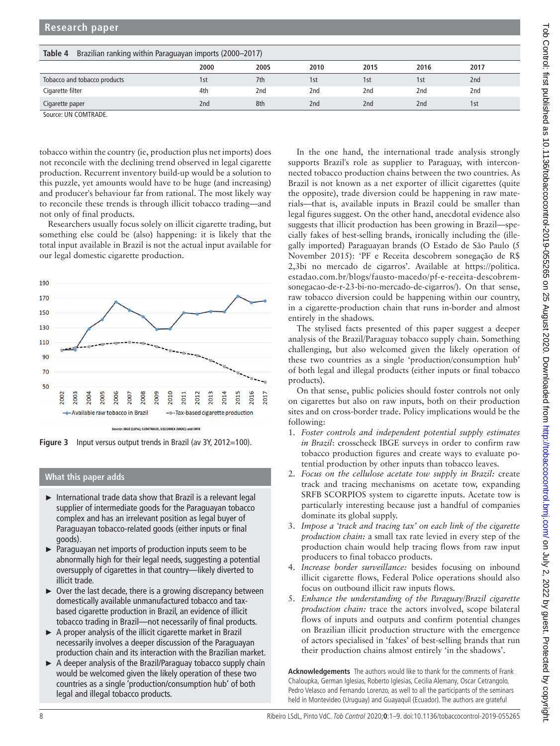**Table 4** Brazilian ranking within Paraguayan imports (2000–2017)

| | 2000 | 2005 | 2010 | 2015 | 2016 | 2017 |
|---|---|---|---|---|---|---|
| Tobacco and tobacco products | 1st | 7th | 1st | 1st | 1st | 2nd |
| Cigarette filter | 4th | 2nd | 2nd | 2nd | 2nd | 2nd |
| Cigarette paper | 2nd | 8th | 2nd | 2nd | 2nd | 1st |

Source: UN COMTRADE.

tobacco within the country (ie, production plus net imports) does not reconcile with the declining trend observed in legal cigarette production. Recurrent inventory build-up would be a solution to this puzzle, yet amounts would have to be huge (and increasing) and producer's behaviour far from rational. The most likely way to reconcile these trends is through illicit tobacco trading—and not only of final products.

Researchers usually focus solely on illicit cigarette trading, but something else could be (also) happening: it is likely that the total input available in Brazil is not the actual input available for our legal domestic cigarette production.

190
170
150
130
110
90
70
50
2002 2003 2004 2005 2006 2007 2008 2009 2010 2011 2012 2013 2014 2015 2016 2017
Available raw tobacco in Brazil
Tax-based cigarette production
Source: IBGE (LSPA), COMTRADE, SISCOMEX (MDIC) and SRFB

**Figure 3** Input versus output trends in Brazil (av 3Y, 2012=100).

## What this paper adds

- International trade data show that Brazil is a relevant legal supplier of intermediate goods for the Paraguayan tobacco complex and has an irrelevant position as legal buyer of Paraguayan tobacco-related goods (either inputs or final goods).
- Paraguayan net imports of production inputs seem to be abnormally high for their legal needs, suggesting a potential oversupply of cigarettes in that country—likely diverted to illicit trade.
- Over the last decade, there is a growing discrepancy between domestically available unmanufactured tobacco and tax-based cigarette production in Brazil, an evidence of illicit tobacco trading in Brazil—not necessarily of final products.
- A proper analysis of the illicit cigarette market in Brazil necessarily involves a deeper discussion of the Paraguayan production chain and its interaction with the Brazilian market.
- A deeper analysis of the Brazil/Paraguay tobacco supply chain would be welcomed given the likely operation of these two countries as a single 'production/consumption hub' of both legal and illegal tobacco products.

In the one hand, the international trade analysis strongly supports Brazil's role as supplier to Paraguay, with interconnected tobacco production chains between the two countries. As Brazil is not known as a net exporter of illicit cigarettes (quite the opposite), trade diversion could be happening in raw materials—that is, available inputs in Brazil could be smaller than legal figures suggest. On the other hand, anecdotal evidence also suggests that illicit production has been growing in Brazil—specially fakes of best-selling brands, ironically including the (illegally imported) Paraguayan brands (O Estado de São Paulo (5 November 2015): 'PF e Receita descobrem sonegação de R$ 2,3bi no mercado de cigarros'. Available at https://politica.estadao.com.br/blogs/fausto-macedo/pf-e-receita-descobrem-sonegacao-de-r-23-bi-no-mercado-de-cigarros/). On that sense, raw tobacco diversion could be happening within our country, in a cigarette-production chain that runs in-border and almost entirely in the shadows.

The stylised facts presented of this paper suggest a deeper analysis of the Brazil/Paraguay tobacco supply chain. Something challenging, but also welcomed given the likely operation of these two countries as a single 'production/consumption hub' of both legal and illegal products (either inputs or final tobacco products).

On that sense, public policies should foster controls not only on cigarettes but also on raw inputs, both on their production sites and on cross-border trade. Policy implications would be the following:

1. *Foster controls and independent potential supply estimates in Brazil*: crosscheck IBGE surveys in order to confirm raw tobacco production figures and create ways to evaluate potential production by other inputs than tobacco leaves.
2. *Focus on the cellulose acetate tow supply in Brazil:* create track and tracing mechanisms on acetate tow, expanding SRFB SCORPIOS system to cigarette inputs. Acetate tow is particularly interesting because just a handful of companies dominate its global supply.
3. *Impose a 'track and tracing tax' on each link of the cigarette production chain:* a small tax rate levied in every step of the production chain would help tracing flows from raw input producers to final tobacco products.
4. *Increase border surveillance:* besides focusing on inbound illicit cigarette flows, Federal Police operations should also focus on outbound illicit raw inputs flows.
5. *Enhance the understanding of the Paraguay/Brazil cigarette production chain:* trace the actors involved, scope bilateral flows of inputs and outputs and confirm potential changes on Brazilian illicit production structure with the emergence of actors specialised in 'fakes' of best-selling brands that run their production chains almost entirely 'in the shadows'.

**Acknowledgements** The authors would like to thank for the comments of Frank Chaloupka, German Iglesias, Roberto Iglesias, Cecilia Alemany, Oscar Cetrangolo, Pedro Velasco and Fernando Lorenzo, as well to all the participants of the seminars held in Montevideo (Uruguay) and Guayaquil (Ecuador). The authors are grateful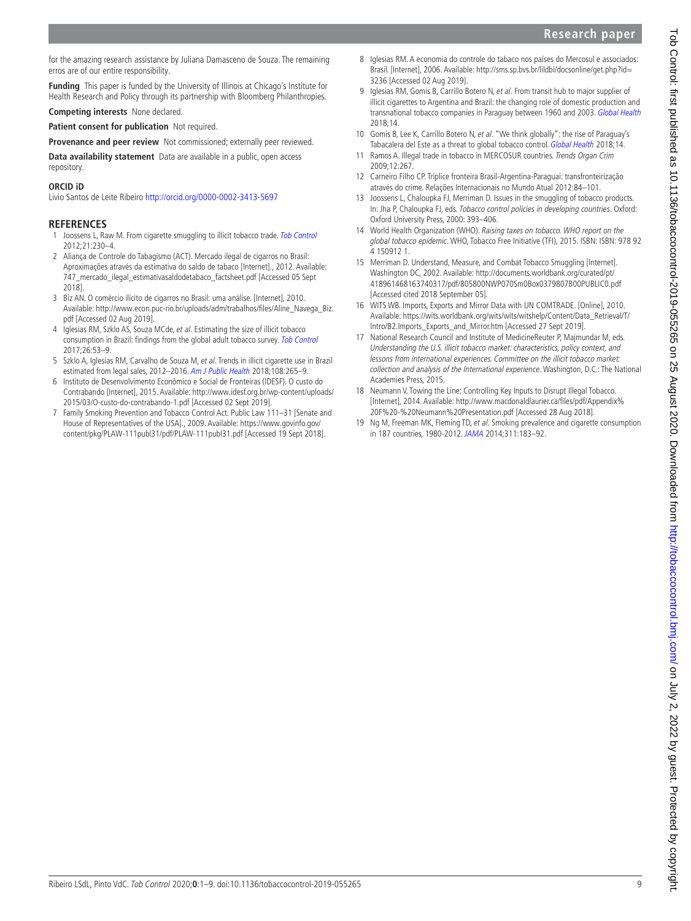for the amazing research assistance by Juliana Damasceno de Souza. The remaining erros are of our entire responsibility.

**Funding** This paper is funded by the University of Illinois at Chicago's Institute for Health Research and Policy through its partnership with Bloomberg Philanthropies.

**Competing interests** None declared.

**Patient consent for publication** Not required.

**Provenance and peer review** Not commissioned; externally peer reviewed.

**Data availability statement** Data are available in a public, open access repository.

**ORCID iD**

Livio Santos de Leite Ribeiro http://orcid.org/0000-0002-3413-5697

## REFERENCES

1. Joossens L, Raw M. From cigarette smuggling to illicit tobacco trade. *Tob Control* 2012;21:230–4.
2. Aliança de Controle do Tabagismo (ACT). Mercado ilegal de cigarros no Brasil: Aproximações através da estimativa do saldo de tabaco [Internet]., 2012. Available: 747_mercado_ilegal_estimativasaldodetabaco_factsheet.pdf [Accessed 05 Sept 2018].
3. Biz AN. O comércio ilícito de cigarros no Brasil: uma análise. [Internet], 2010. Available: http://www.econ.puc-rio.br/uploads/adm/trabalhos/files/Aline_Navega_Biz.pdf [Accessed 02 Aug 2019].
4. Iglesias RM, Szklo AS, Souza MCde, *et al*. Estimating the size of illicit tobacco consumption in Brazil: findings from the global adult tobacco survey. *Tob Control* 2017;26:53–9.
5. Szklo A, Iglesias RM, Carvalho de Souza M, *et al*. Trends in illicit cigarette use in Brazil estimated from legal sales, 2012–2016. *Am J Public Health* 2018;108:265–9.
6. Instituto de Desenvolvimento Econômico e Social de Fronteiras (IDESF). O custo do Contrabando [Internet], 2015. Available: http://www.idesf.org.br/wp-content/uploads/2015/03/O-custo-do-contrabando-1.pdf [Accessed 02 Sept 2019].
7. Family Smoking Prevention and Tobacco Control Act. Public Law 111–31 [Senate and House of Representatives of the USA]., 2009. Available: https://www.govinfo.gov/content/pkg/PLAW-111publ31/pdf/PLAW-111publ31.pdf [Accessed 19 Sept 2018].
8. Iglesias RM. A economia do controle do tabaco nos países do Mercosul e associados: Brasil. [Internet], 2006. Available: http://sms.sp.bvs.br/lildbi/docsonline/get.php?id=3236 [Accessed 02 Aug 2019].
9. Iglesias RM, Gomis B, Carrillo Botero N, *et al*. From transit hub to major supplier of illicit cigarettes to Argentina and Brazil: the changing role of domestic production and transnational tobacco companies in Paraguay between 1960 and 2003. *Global Health* 2018;14.
10. Gomis B, Lee K, Carrillo Botero N, *et al*. "We think globally": the rise of Paraguay's Tabacalera del Este as a threat to global tobacco control. *Global Health* 2018;14.
11. Ramos A. Illegal trade in tobacco in MERCOSUR countries. *Trends Organ Crim* 2009;12:267.
12. Carneiro Filho CP. Tríplice fronteira Brasil-Argentina-Paraguai: transfronteirização através do crime. Relações Internacionais no Mundo Atual 2012:84–101.
13. Joossens L, Chaloupka FJ, Merriman D. Issues in the smuggling of tobacco products. In: Jha P, Chaloupka FJ, eds. *Tobacco control policies in developing countries*. Oxford: Oxford University Press, 2000: 393–406.
14. World Health Organization (WHO). *Raising taxes on tobacco. WHO report on the global tobacco epidemic*. WHO, Tobacco Free Initiative (TFI), 2015. ISBN: ISBN: 978 92 4 150912 1.
15. Merriman D. Understand, Measure, and Combat Tobacco Smuggling [Internet]. Washington DC, 2002. Available: http://documents.worldbank.org/curated/pt/418961468163740317/pdf/805800NWP070Sm0Box0379807B00PUBLIC0.pdf [Accessed cited 2018 September 05].
16. WITS WB. Imports, Exports and Mirror Data with UN COMTRADE. [Online], 2010. Available: https://wits.worldbank.org/wits/wits/witshelp/Content/Data_Retrieval/T/Intro/B2.Imports_Exports_and_Mirror.htm [Accessed 27 Sept 2019].
17. National Research Council and Institute of MedicineReuter P, Majmundar M, eds. *Understanding the U.S. illicit tobacco market: characteristics, policy context, and lessons from international experiences. Committee on the illicit tobacco market: collection and analysis of the International experience*. Washington, D.C.: The National Academies Press, 2015.
18. Neumann V. Towing the Line: Controlling Key Inputs to Disrupt Illegal Tobacco. [Internet], 2014. Available: http://www.macdonaldlaurier.ca/files/pdf/Appendix%20F%20-%20Neumann%20Presentation.pdf [Accessed 28 Aug 2018].
19. Ng M, Freeman MK, Fleming TD, *et al*. Smoking prevalence and cigarette consumption in 187 countries, 1980-2012. *JAMA* 2014;311:183–92.